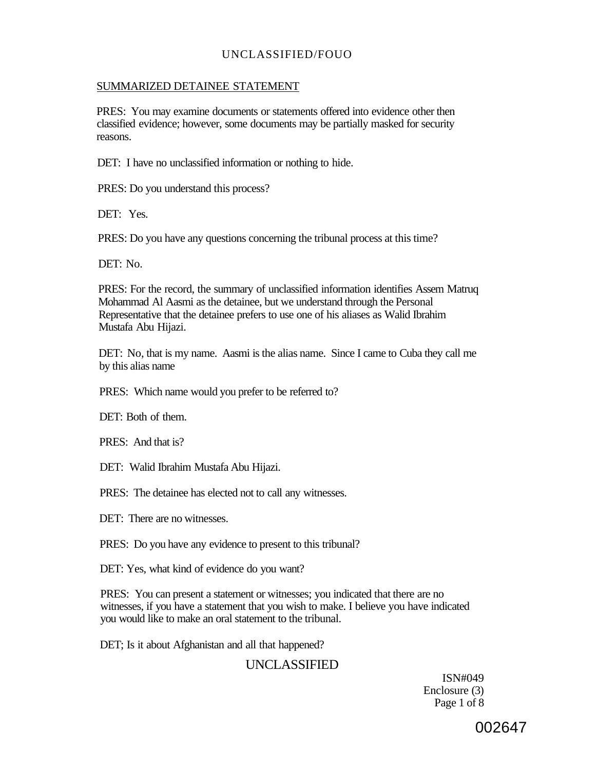SUMMARIZED DETAINEE STATEMENT

PRES: You may examine documents or statements offered into evidence other then classified evidence; however, some documents may be partially masked for security reasons.

DET: I have no unclassified information or nothing to hide.

PRES: Do you understand this process?

DET: Yes.

PRES: Do you have any questions concerning the tribunal process at this time?

DET: No.

PRES: For the record, the summary of unclassified information identifies Assem Matruq Mohammad Al Aasmi as the detainee, but we understand through the Personal Representative that the detainee prefers to use one of his aliases as Walid Ibrahim Mustafa Abu Hijazi.

DET: No, that is my name. Aasmi is the alias name. Since I came to Cuba they call me by this alias name

PRES: Which name would you prefer to be referred to?

DET: Both of them.

PRES: And that is?

DET: Walid Ibrahim Mustafa Abu Hijazi.

PRES: The detainee has elected not to call any witnesses.

DET: There are no witnesses.

PRES: Do you have any evidence to present to this tribunal?

DET: Yes, what kind of evidence do you want?

PRES: You can present a statement or witnesses; you indicated that there are no witnesses, if you have a statement that you wish to make. I believe you have indicated you would like to make an oral statement to the tribunal.

DET; Is it about Afghanistan and all that happened?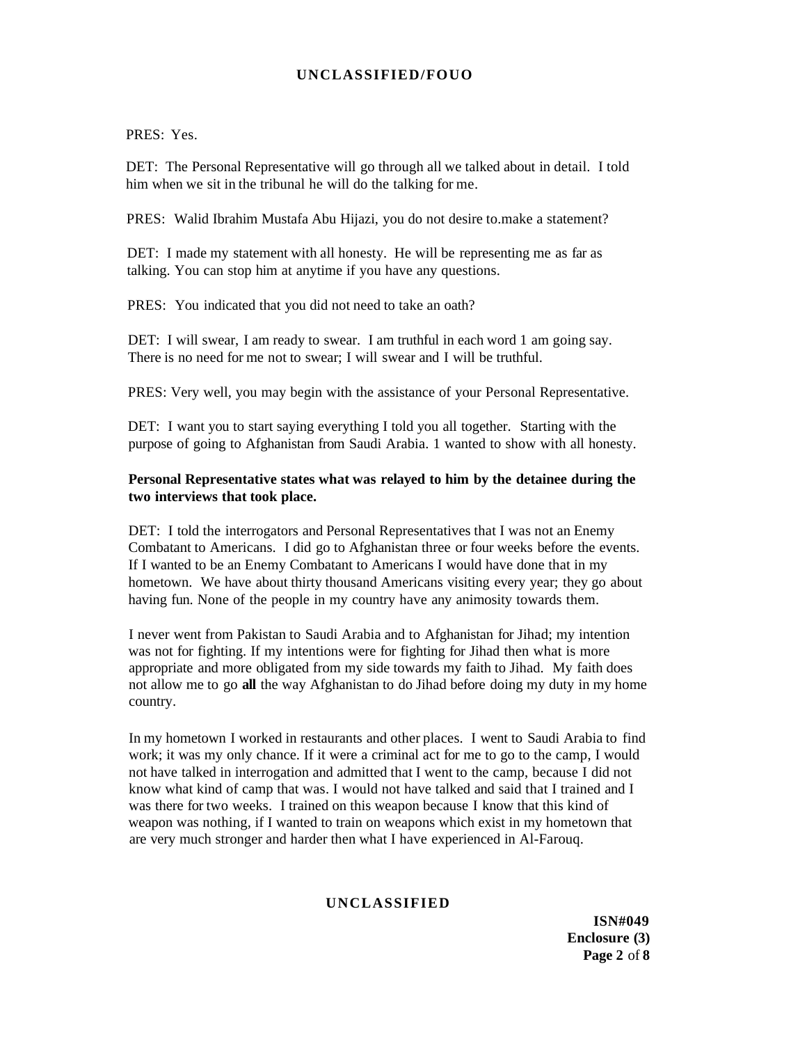PRES: Yes.

DET: The Personal Representative will go through all we talked about in detail. I told him when we sit in the tribunal he will do the talking for me.

PRES: Walid Ibrahim Mustafa Abu Hijazi, you do not desire to.make a statement?

DET: I made my statement with all honesty. He will be representing me as far as talking. You can stop him at anytime if you have any questions.

PRES: You indicated that you did not need to take an oath?

DET: I will swear, I am ready to swear. I am truthful in each word 1 am going say. There is no need for me not to swear; I will swear and I will be truthful.

PRES: Very well, you may begin with the assistance of your Personal Representative.

DET: I want you to start saying everything I told you all together. Starting with the purpose of going to Afghanistan from Saudi Arabia. 1 wanted to show with all honesty.

**Personal Representative states what was relayed to him by the detainee during the two interviews that took place.**

DET: I told the interrogators and Personal Representatives that I was not an Enemy Combatant to Americans. I did go to Afghanistan three or four weeks before the events. If I wanted to be an Enemy Combatant to Americans I would have done that in my hometown. We have about thirty thousand Americans visiting every year; they go about having fun. None of the people in my country have any animosity towards them.

I never went from Pakistan to Saudi Arabia and to Afghanistan for Jihad; my intention was not for fighting. If my intentions were for fighting for Jihad then what is more appropriate and more obligated from my side towards my faith to Jihad. My faith does not allow me to go **all** the way Afghanistan to do Jihad before doing my duty in my home country.

In my hometown I worked in restaurants and other places. I went to Saudi Arabia to find work; it was my only chance. If it were a criminal act for me to go to the camp, I would not have talked in interrogation and admitted that I went to the camp, because I did not know what kind of camp that was. I would not have talked and said that I trained and I was there for two weeks. I trained on this weapon because I know that this kind of weapon was nothing, if I wanted to train on weapons which exist in my hometown that are very much stronger and harder then what I have experienced in Al-Farouq.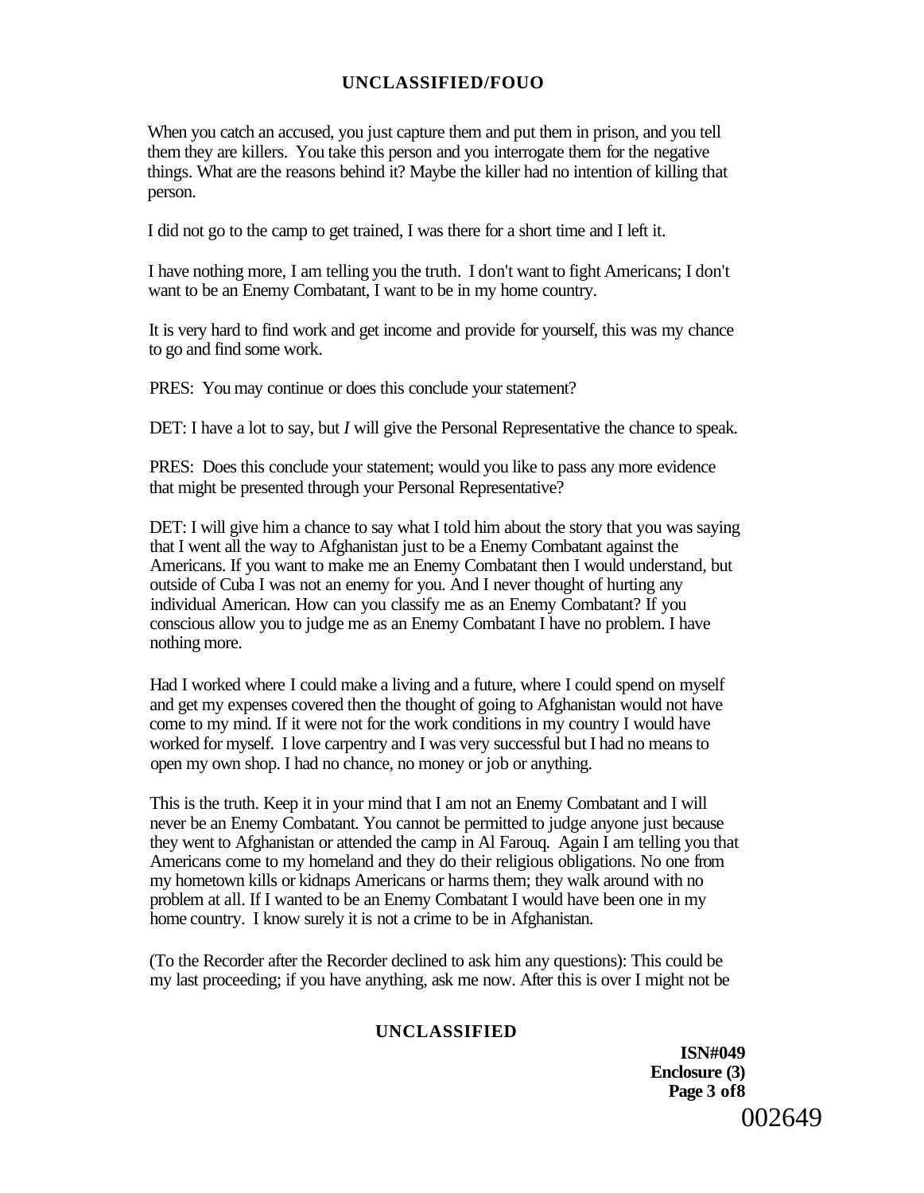When you catch an accused, you just capture them and put them in prison, and you tell them they are killers. You take this person and you interrogate them for the negative things. What are the reasons behind it? Maybe the killer had no intention of killing that person.

I did not go to the camp to get trained, I was there for a short time and I left it.

I have nothing more, I am telling you the truth. I don't want to fight Americans; I don't want to be an Enemy Combatant, I want to be in my home country.

It is very hard to find work and get income and provide for yourself, this was my chance to go and find some work.

PRES: You may continue or does this conclude your statement?

DET: I have a lot to say, but *I* will give the Personal Representative the chance to speak.

PRES: Does this conclude your statement; would you like to pass any more evidence that might be presented through your Personal Representative?

DET: I will give him a chance to say what I told him about the story that you was saying that I went all the way to Afghanistan just to be a Enemy Combatant against the Americans. If you want to make me an Enemy Combatant then I would understand, but outside of Cuba I was not an enemy for you. And I never thought of hurting any individual American. How can you classify me as an Enemy Combatant? If you conscious allow you to judge me as an Enemy Combatant I have no problem. I have nothing more.

Had I worked where I could make a living and a future, where I could spend on myself and get my expenses covered then the thought of going to Afghanistan would not have come to my mind. If it were not for the work conditions in my country I would have worked for myself. I love carpentry and I was very successful but I had no means to open my own shop. I had no chance, no money or job or anything.

This is the truth. Keep it in your mind that I am not an Enemy Combatant and I will never be an Enemy Combatant. You cannot be permitted to judge anyone just because they went to Afghanistan or attended the camp in Al Farouq. Again I am telling you that Americans come to my homeland and they do their religious obligations. No one from my hometown kills or kidnaps Americans or harms them; they walk around with no problem at all. If I wanted to be an Enemy Combatant I would have been one in my home country. I know surely it is not a crime to be in Afghanistan.

(To the Recorder after the Recorder declined to ask him any questions): This could be my last proceeding; if you have anything, ask me now. After this is over I might not be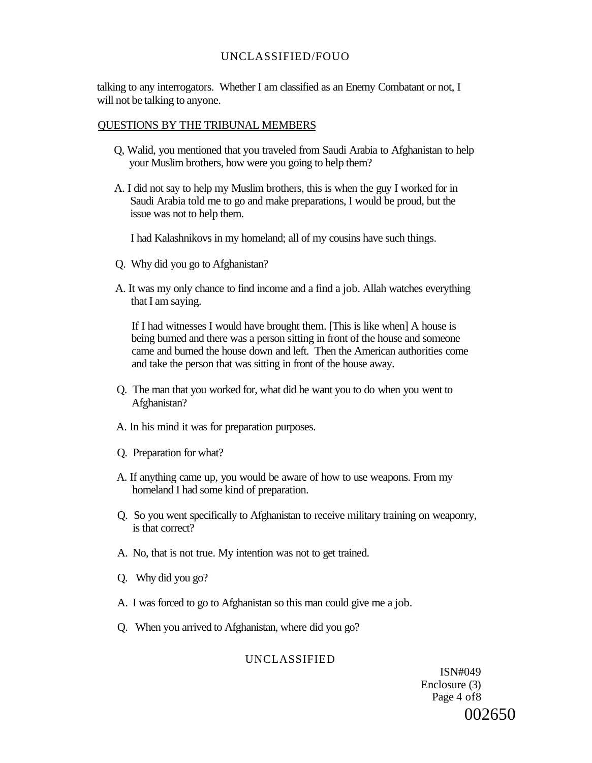talking to any interrogators. Whether I am classified as an Enemy Combatant or not, I will not be talking to anyone.

QUESTIONS BY THE TRIBUNAL MEMBERS

Q, Walid, you mentioned that you traveled from Saudi Arabia to Afghanistan to help your Muslim brothers, how were you going to help them?

A. I did not say to help my Muslim brothers, this is when the guy I worked for in Saudi Arabia told me to go and make preparations, I would be proud, but the issue was not to help them.

I had Kalashnikovs in my homeland; all of my cousins have such things.

Q. Why did you go to Afghanistan?

A. It was my only chance to find income and a find a job. Allah watches everything that I am saying.

If I had witnesses I would have brought them. [This is like when] A house is being burned and there was a person sitting in front of the house and someone came and burned the house down and left. Then the American authorities come and take the person that was sitting in front of the house away.

Q. The man that you worked for, what did he want you to do when you went to Afghanistan?

A. In his mind it was for preparation purposes.

Q. Preparation for what?

A. If anything came up, you would be aware of how to use weapons. From my homeland I had some kind of preparation.

Q. So you went specifically to Afghanistan to receive military training on weaponry, is that correct?

A. No, that is not true. My intention was not to get trained.

Q. Why did you go?

A. I was forced to go to Afghanistan so this man could give me a job.

Q. When you arrived to Afghanistan, where did you go?

ISN#049
Enclosure (3)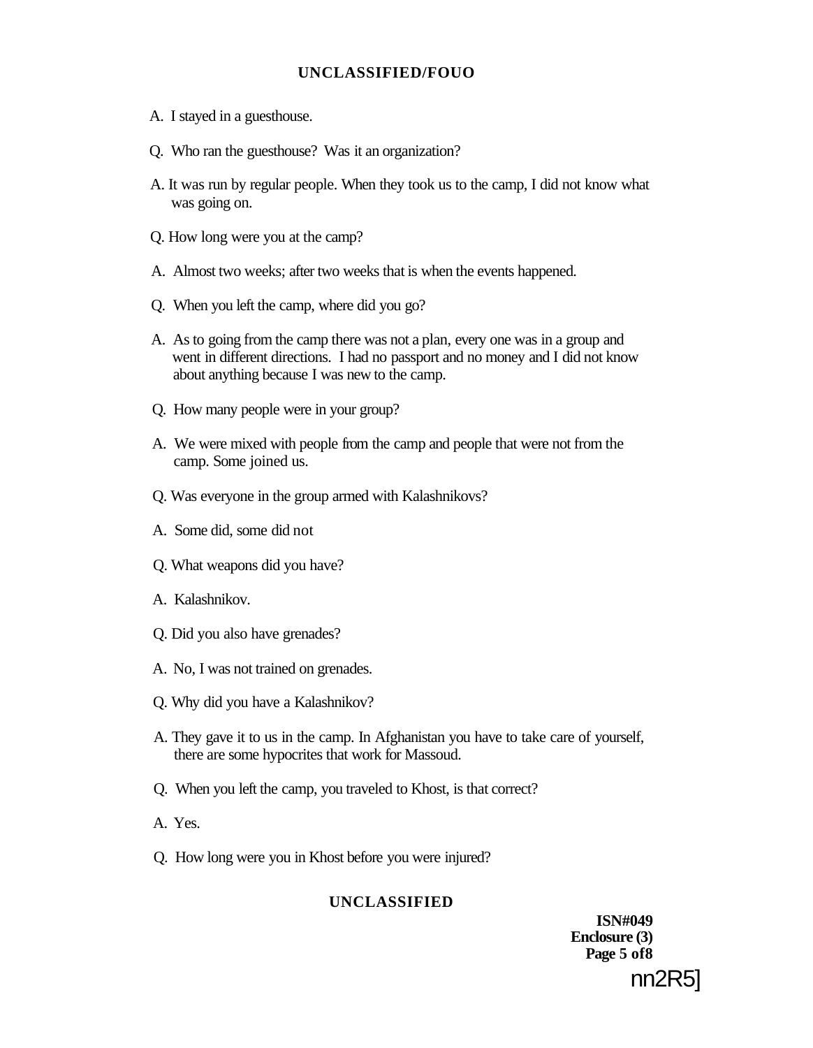A. I stayed in a guesthouse.

Q. Who ran the guesthouse? Was it an organization?

A. It was run by regular people. When they took us to the camp, I did not know what was going on.

Q. How long were you at the camp?

A. Almost two weeks; after two weeks that is when the events happened.

Q. When you left the camp, where did you go?

A. As to going from the camp there was not a plan, every one was in a group and went in different directions. I had no passport and no money and I did not know about anything because I was new to the camp.

Q. How many people were in your group?

A. We were mixed with people from the camp and people that were not from the camp. Some joined us.

Q. Was everyone in the group armed with Kalashnikovs?

A. Some did, some did not

Q. What weapons did you have?

A. Kalashnikov.

Q. Did you also have grenades?

A. No, I was not trained on grenades.

Q. Why did you have a Kalashnikov?

A. They gave it to us in the camp. In Afghanistan you have to take care of yourself, there are some hypocrites that work for Massoud.

Q. When you left the camp, you traveled to Khost, is that correct?

A. Yes.

Q. How long were you in Khost before you were injured?

**ISN#049**
**Enclosure (3)**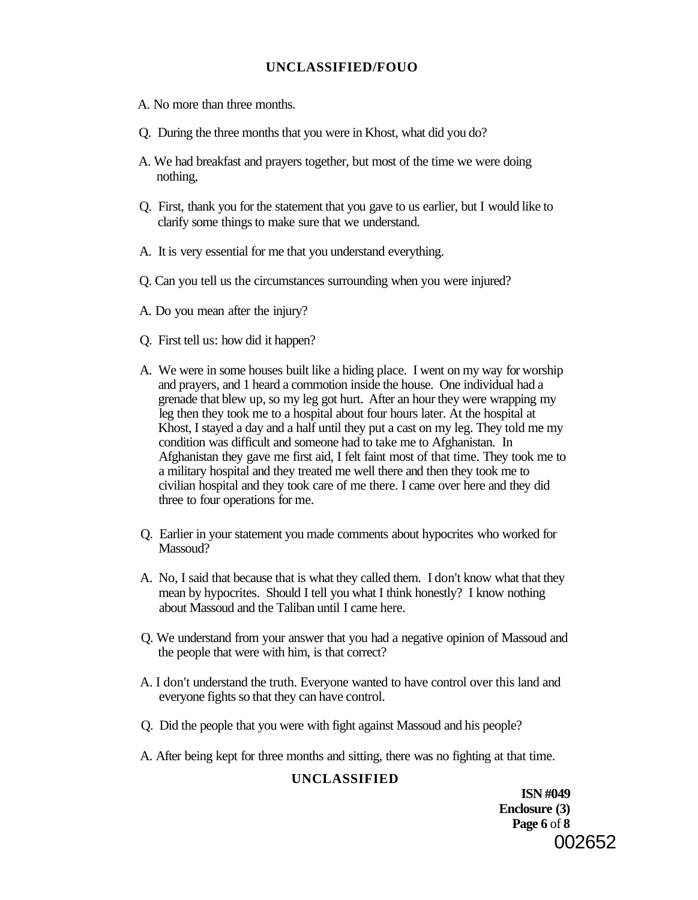A. No more than three months.

Q. During the three months that you were in Khost, what did you do?

A. We had breakfast and prayers together, but most of the time we were doing nothing,

Q. First, thank you for the statement that you gave to us earlier, but I would like to clarify some things to make sure that we understand.

A. It is very essential for me that you understand everything.

Q. Can you tell us the circumstances surrounding when you were injured?

A. Do you mean after the injury?

Q. First tell us: how did it happen?

A. We were in some houses built like a hiding place. I went on my way for worship and prayers, and 1 heard a commotion inside the house. One individual had a grenade that blew up, so my leg got hurt. After an hour they were wrapping my leg then they took me to a hospital about four hours later. At the hospital at Khost, I stayed a day and a half until they put a cast on my leg. They told me my condition was difficult and someone had to take me to Afghanistan. In Afghanistan they gave me first aid, I felt faint most of that time. They took me to a military hospital and they treated me well there and then they took me to civilian hospital and they took care of me there. I came over here and they did three to four operations for me.

Q. Earlier in your statement you made comments about hypocrites who worked for Massoud?

A. No, I said that because that is what they called them. I don't know what that they mean by hypocrites. Should I tell you what I think honestly? I know nothing about Massoud and the Taliban until I came here.

Q. We understand from your answer that you had a negative opinion of Massoud and the people that were with him, is that correct?

A. I don't understand the truth. Everyone wanted to have control over this land and everyone fights so that they can have control.

Q. Did the people that you were with fight against Massoud and his people?

A. After being kept for three months and sitting, there was no fighting at that time.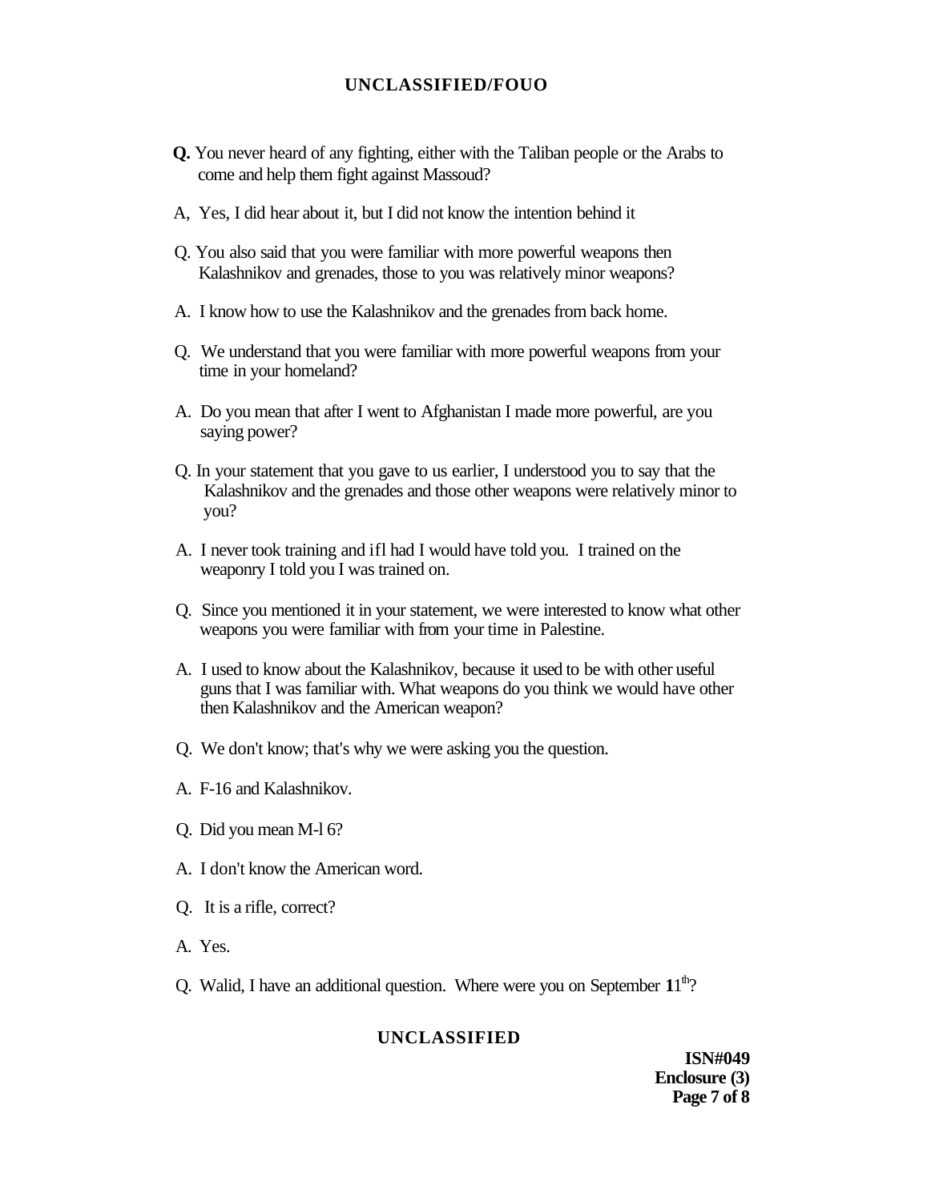**Q.** You never heard of any fighting, either with the Taliban people or the Arabs to come and help them fight against Massoud?

A, Yes, I did hear about it, but I did not know the intention behind it

Q. You also said that you were familiar with more powerful weapons then Kalashnikov and grenades, those to you was relatively minor weapons?

A. I know how to use the Kalashnikov and the grenades from back home.

Q. We understand that you were familiar with more powerful weapons from your time in your homeland?

A. Do you mean that after I went to Afghanistan I made more powerful, are you saying power?

Q. In your statement that you gave to us earlier, I understood you to say that the Kalashnikov and the grenades and those other weapons were relatively minor to you?

A. I never took training and ifl had I would have told you. I trained on the weaponry I told you I was trained on.

Q. Since you mentioned it in your statement, we were interested to know what other weapons you were familiar with from your time in Palestine.

A. I used to know about the Kalashnikov, because it used to be with other useful guns that I was familiar with. What weapons do you think we would have other then Kalashnikov and the American weapon?

Q. We don't know; that's why we were asking you the question.

A. F-16 and Kalashnikov.

Q. Did you mean M-l 6?

A. I don't know the American word.

Q. It is a rifle, correct?

A. Yes.

Q. Walid, I have an additional question. Where were you on September **11**th?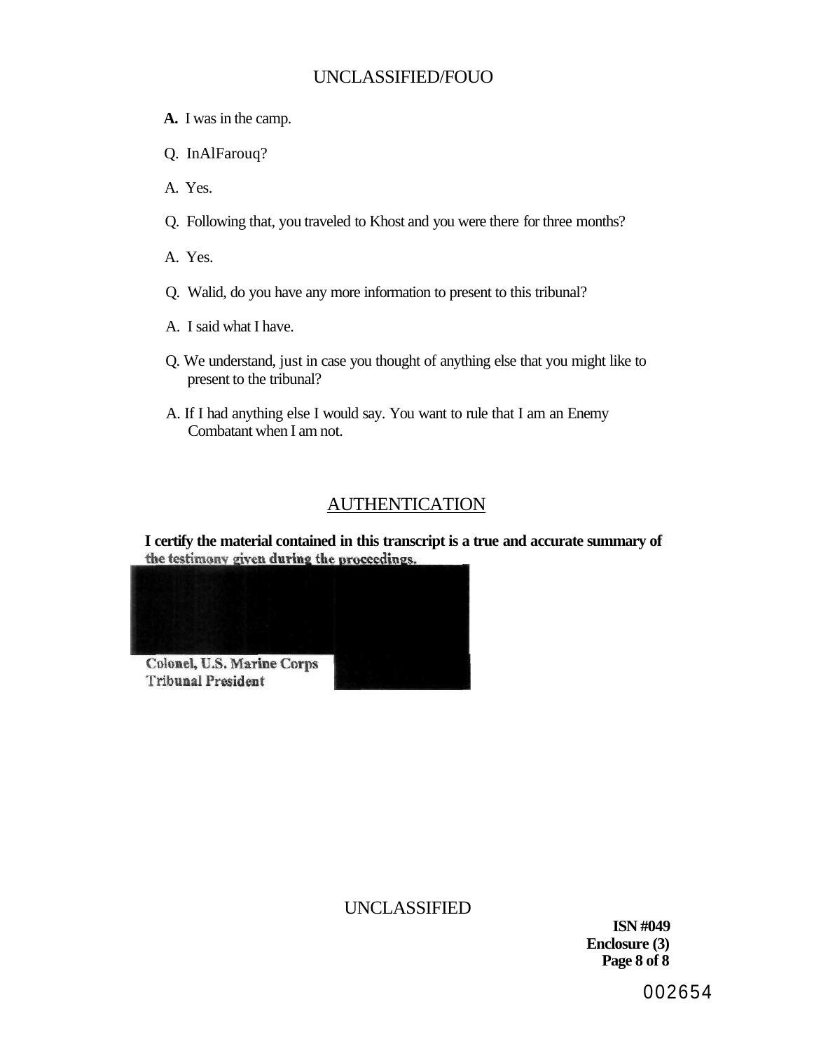**A.** I was in the camp.

Q. InAlFarouq?

A. Yes.

Q. Following that, you traveled to Khost and you were there for three months?

A. Yes.

Q. Walid, do you have any more information to present to this tribunal?

A. I said what I have.

Q. We understand, just in case you thought of anything else that you might like to present to the tribunal?

A. If I had anything else I would say. You want to rule that I am an Enemy Combatant when I am not.

## AUTHENTICATION

**I certify the material contained in this transcript is a true and accurate summary of the testimony given during the proceedings.**

**Colonel, U.S. Marine Corps**
**Tribunal President**

UNCLASSIFIED

**ISN #049**
**Enclosure (3)**
**Page 8 of 8**

002654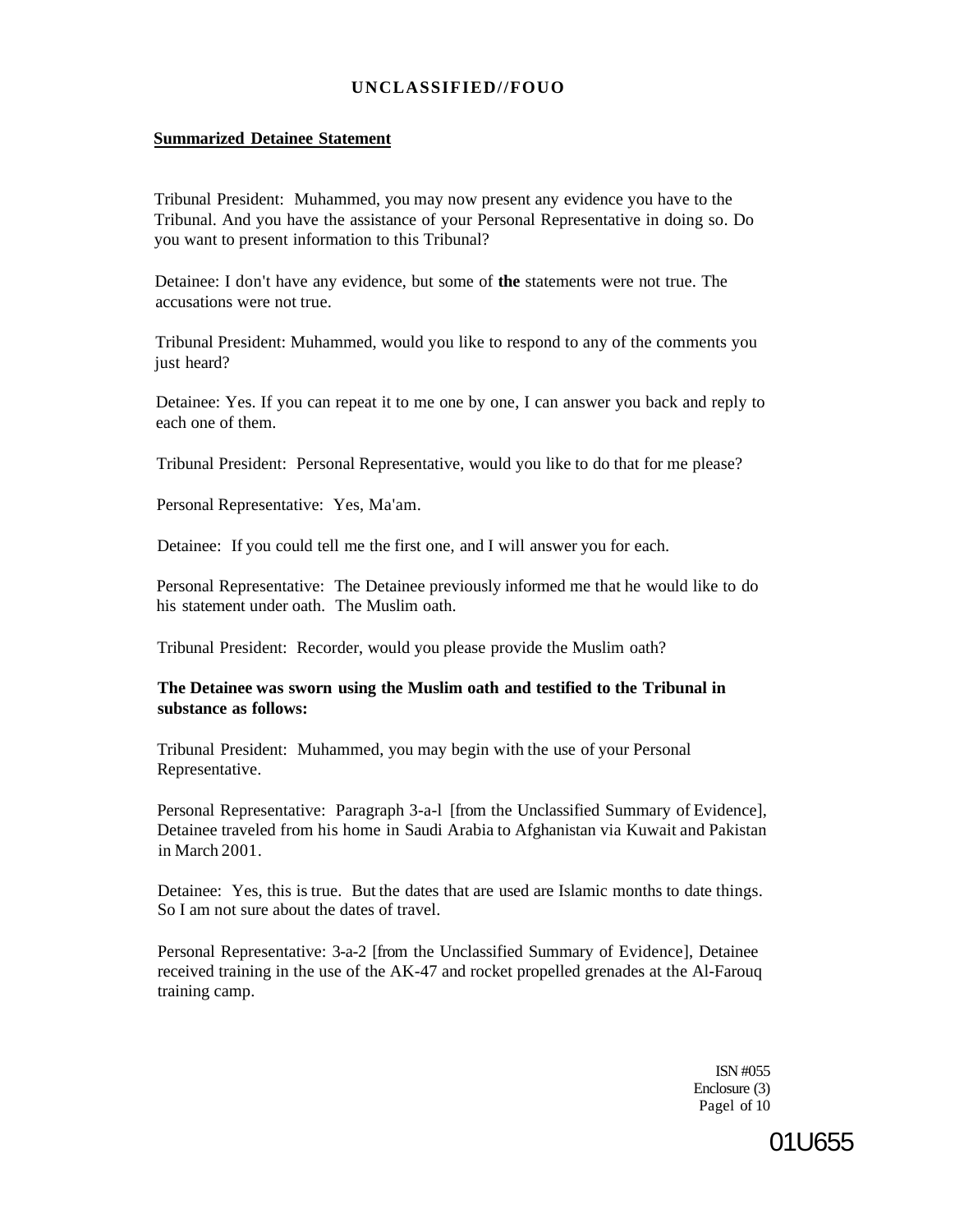## Summarized Detainee Statement

Tribunal President: Muhammed, you may now present any evidence you have to the Tribunal. And you have the assistance of your Personal Representative in doing so. Do you want to present information to this Tribunal?

Detainee: I don't have any evidence, but some of **the** statements were not true. The accusations were not true.

Tribunal President: Muhammed, would you like to respond to any of the comments you just heard?

Detainee: Yes. If you can repeat it to me one by one, I can answer you back and reply to each one of them.

Tribunal President: Personal Representative, would you like to do that for me please?

Personal Representative: Yes, Ma'am.

Detainee: If you could tell me the first one, and I will answer you for each.

Personal Representative: The Detainee previously informed me that he would like to do his statement under oath. The Muslim oath.

Tribunal President: Recorder, would you please provide the Muslim oath?

**The Detainee was sworn using the Muslim oath and testified to the Tribunal in substance as follows:**

Tribunal President: Muhammed, you may begin with the use of your Personal Representative.

Personal Representative: Paragraph 3-a-l [from the Unclassified Summary of Evidence], Detainee traveled from his home in Saudi Arabia to Afghanistan via Kuwait and Pakistan in March 2001.

Detainee: Yes, this is true. But the dates that are used are Islamic months to date things. So I am not sure about the dates of travel.

Personal Representative: 3-a-2 [from the Unclassified Summary of Evidence], Detainee received training in the use of the AK-47 and rocket propelled grenades at the Al-Farouq training camp.

ISN #055
Enclosure (3)

01U655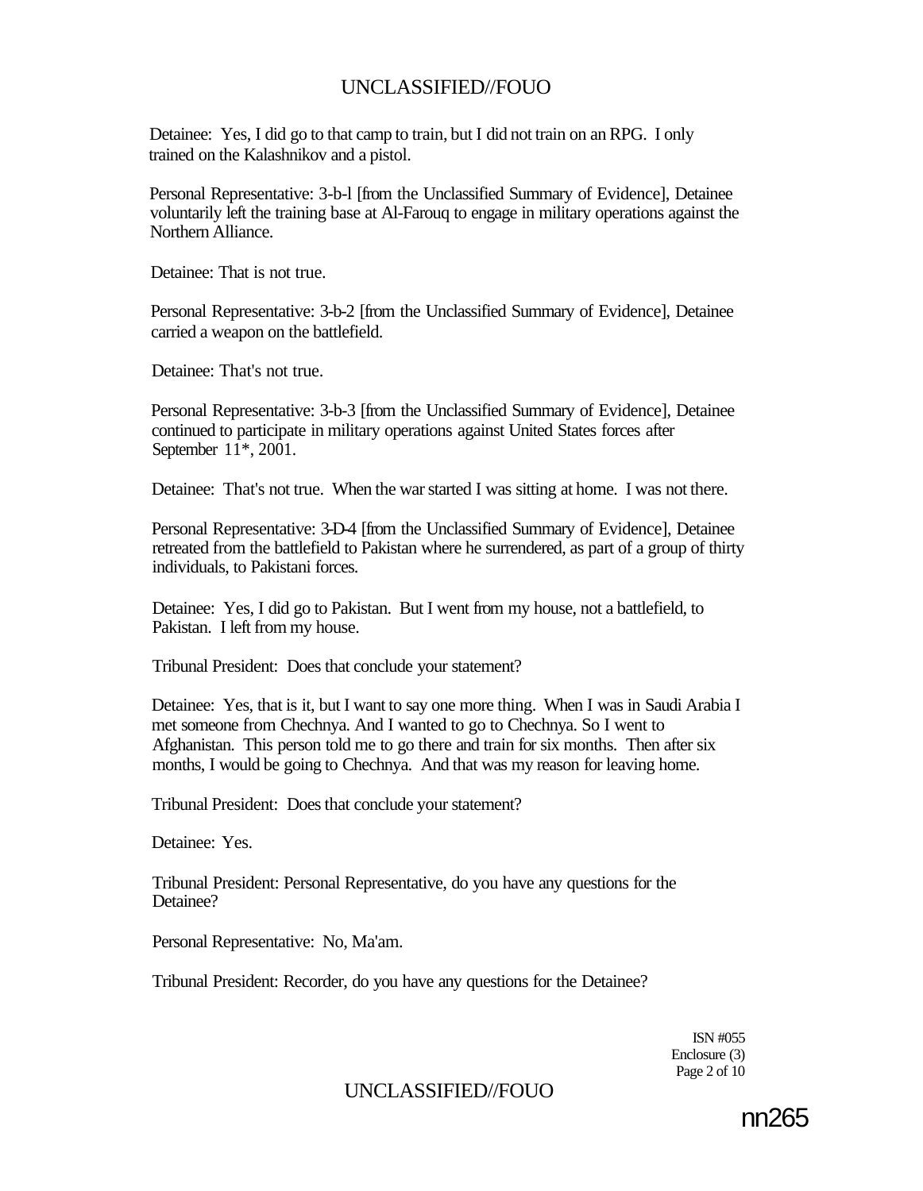Detainee: Yes, I did go to that camp to train, but I did not train on an RPG. I only trained on the Kalashnikov and a pistol.

Personal Representative: 3-b-l [from the Unclassified Summary of Evidence], Detainee voluntarily left the training base at Al-Farouq to engage in military operations against the Northern Alliance.

Detainee: That is not true.

Personal Representative: 3-b-2 [from the Unclassified Summary of Evidence], Detainee carried a weapon on the battlefield.

Detainee: That's not true.

Personal Representative: 3-b-3 [from the Unclassified Summary of Evidence], Detainee continued to participate in military operations against United States forces after September 11*, 2001.

Detainee: That's not true. When the war started I was sitting at home. I was not there.

Personal Representative: 3-D-4 [from the Unclassified Summary of Evidence], Detainee retreated from the battlefield to Pakistan where he surrendered, as part of a group of thirty individuals, to Pakistani forces.

Detainee: Yes, I did go to Pakistan. But I went from my house, not a battlefield, to Pakistan. I left from my house.

Tribunal President: Does that conclude your statement?

Detainee: Yes, that is it, but I want to say one more thing. When I was in Saudi Arabia I met someone from Chechnya. And I wanted to go to Chechnya. So I went to Afghanistan. This person told me to go there and train for six months. Then after six months, I would be going to Chechnya. And that was my reason for leaving home.

Tribunal President: Does that conclude your statement?

Detainee: Yes.

Tribunal President: Personal Representative, do you have any questions for the Detainee?

Personal Representative: No, Ma'am.

Tribunal President: Recorder, do you have any questions for the Detainee?

ISN #055
Enclosure (3)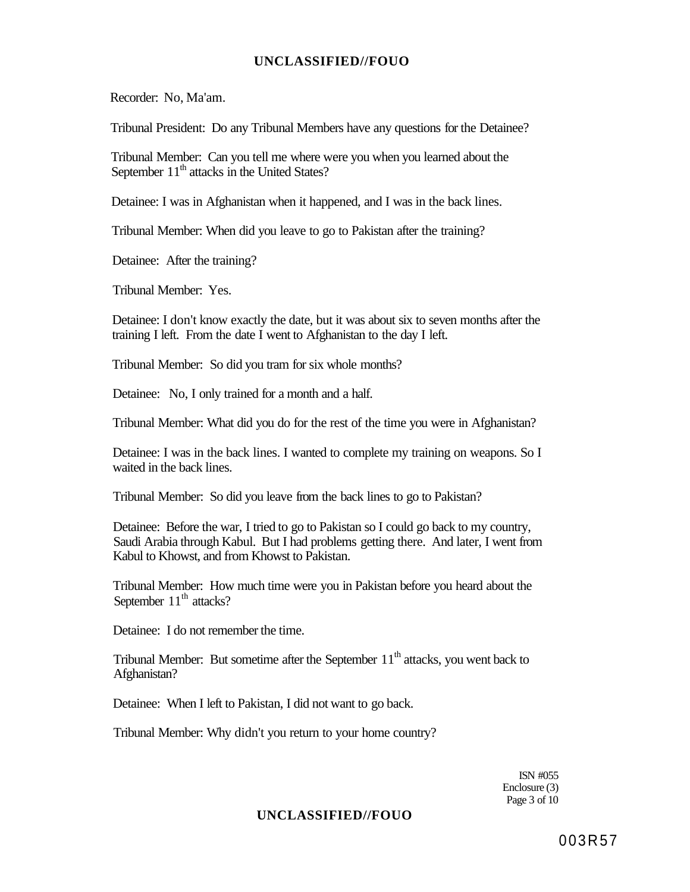Recorder: No, Ma'am.

Tribunal President: Do any Tribunal Members have any questions for the Detainee?

Tribunal Member: Can you tell me where were you when you learned about the September 11th attacks in the United States?

Detainee: I was in Afghanistan when it happened, and I was in the back lines.

Tribunal Member: When did you leave to go to Pakistan after the training?

Detainee: After the training?

Tribunal Member: Yes.

Detainee: I don't know exactly the date, but it was about six to seven months after the training I left. From the date I went to Afghanistan to the day I left.

Tribunal Member: So did you tram for six whole months?

Detainee: No, I only trained for a month and a half.

Tribunal Member: What did you do for the rest of the time you were in Afghanistan?

Detainee: I was in the back lines. I wanted to complete my training on weapons. So I waited in the back lines.

Tribunal Member: So did you leave from the back lines to go to Pakistan?

Detainee: Before the war, I tried to go to Pakistan so I could go back to my country, Saudi Arabia through Kabul. But I had problems getting there. And later, I went from Kabul to Khowst, and from Khowst to Pakistan.

Tribunal Member: How much time were you in Pakistan before you heard about the September 11th attacks?

Detainee: I do not remember the time.

Tribunal Member: But sometime after the September 11th attacks, you went back to Afghanistan?

Detainee: When I left to Pakistan, I did not want to go back.

Tribunal Member: Why didn't you return to your home country?

ISN #055
Enclosure (3)

003R57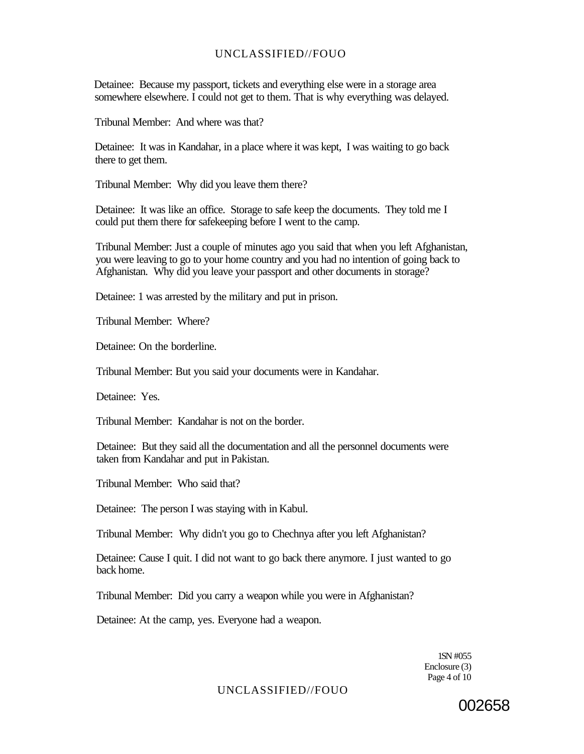Detainee: Because my passport, tickets and everything else were in a storage area somewhere elsewhere. I could not get to them. That is why everything was delayed.

Tribunal Member: And where was that?

Detainee: It was in Kandahar, in a place where it was kept, I was waiting to go back there to get them.

Tribunal Member: Why did you leave them there?

Detainee: It was like an office. Storage to safe keep the documents. They told me I could put them there for safekeeping before I went to the camp.

Tribunal Member: Just a couple of minutes ago you said that when you left Afghanistan, you were leaving to go to your home country and you had no intention of going back to Afghanistan. Why did you leave your passport and other documents in storage?

Detainee: 1 was arrested by the military and put in prison.

Tribunal Member: Where?

Detainee: On the borderline.

Tribunal Member: But you said your documents were in Kandahar.

Detainee: Yes.

Tribunal Member: Kandahar is not on the border.

Detainee: But they said all the documentation and all the personnel documents were taken from Kandahar and put in Pakistan.

Tribunal Member: Who said that?

Detainee: The person I was staying with in Kabul.

Tribunal Member: Why didn't you go to Chechnya after you left Afghanistan?

Detainee: Cause I quit. I did not want to go back there anymore. I just wanted to go back home.

Tribunal Member: Did you carry a weapon while you were in Afghanistan?

Detainee: At the camp, yes. Everyone had a weapon.

1SN #055
Enclosure (3)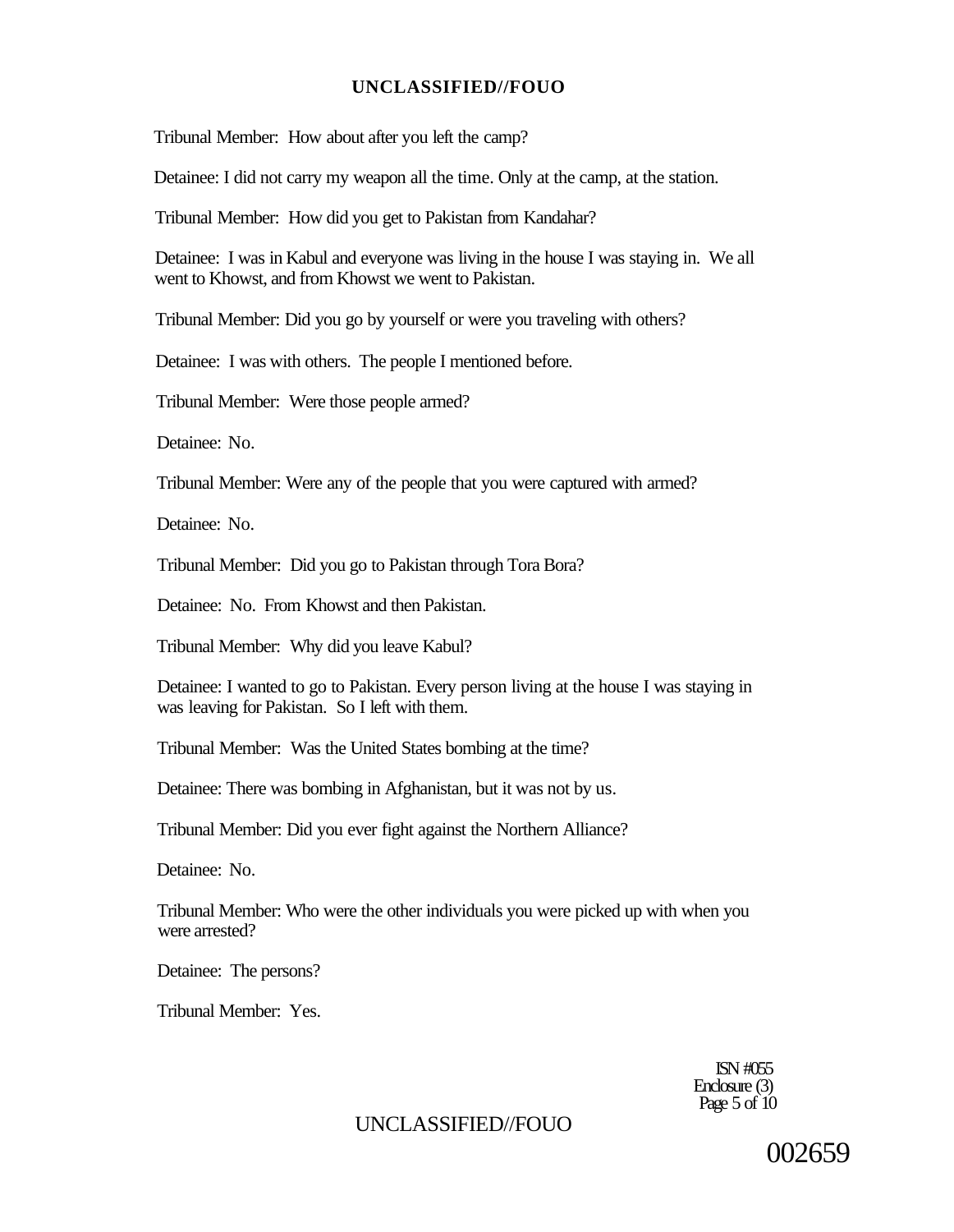Tribunal Member: How about after you left the camp?

Detainee: I did not carry my weapon all the time. Only at the camp, at the station.

Tribunal Member: How did you get to Pakistan from Kandahar?

Detainee: I was in Kabul and everyone was living in the house I was staying in. We all went to Khowst, and from Khowst we went to Pakistan.

Tribunal Member: Did you go by yourself or were you traveling with others?

Detainee: I was with others. The people I mentioned before.

Tribunal Member: Were those people armed?

Detainee: No.

Tribunal Member: Were any of the people that you were captured with armed?

Detainee: No.

Tribunal Member: Did you go to Pakistan through Tora Bora?

Detainee: No. From Khowst and then Pakistan.

Tribunal Member: Why did you leave Kabul?

Detainee: I wanted to go to Pakistan. Every person living at the house I was staying in was leaving for Pakistan. So I left with them.

Tribunal Member: Was the United States bombing at the time?

Detainee: There was bombing in Afghanistan, but it was not by us.

Tribunal Member: Did you ever fight against the Northern Alliance?

Detainee: No.

Tribunal Member: Who were the other individuals you were picked up with when you were arrested?

Detainee: The persons?

Tribunal Member: Yes.

ISN #055
Enclosure (3)

002659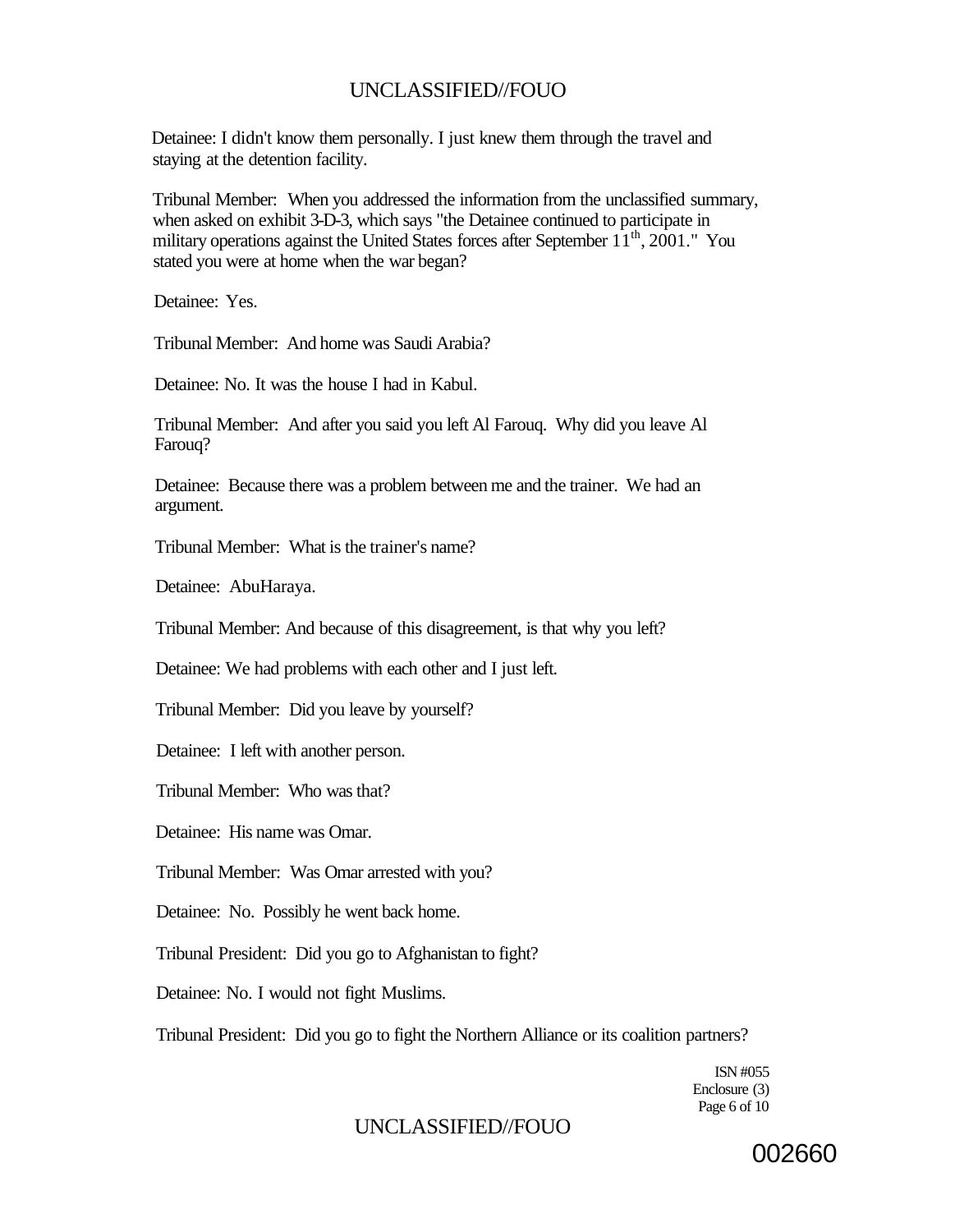Detainee: I didn't know them personally. I just knew them through the travel and staying at the detention facility.

Tribunal Member: When you addressed the information from the unclassified summary, when asked on exhibit 3-D-3, which says "the Detainee continued to participate in military operations against the United States forces after September 11th, 2001." You stated you were at home when the war began?

Detainee: Yes.

Tribunal Member: And home was Saudi Arabia?

Detainee: No. It was the house I had in Kabul.

Tribunal Member: And after you said you left Al Farouq. Why did you leave Al Farouq?

Detainee: Because there was a problem between me and the trainer. We had an argument.

Tribunal Member: What is the trainer's name?

Detainee: AbuHaraya.

Tribunal Member: And because of this disagreement, is that why you left?

Detainee: We had problems with each other and I just left.

Tribunal Member: Did you leave by yourself?

Detainee: I left with another person.

Tribunal Member: Who was that?

Detainee: His name was Omar.

Tribunal Member: Was Omar arrested with you?

Detainee: No. Possibly he went back home.

Tribunal President: Did you go to Afghanistan to fight?

Detainee: No. I would not fight Muslims.

Tribunal President: Did you go to fight the Northern Alliance or its coalition partners?

ISN #055
Enclosure (3)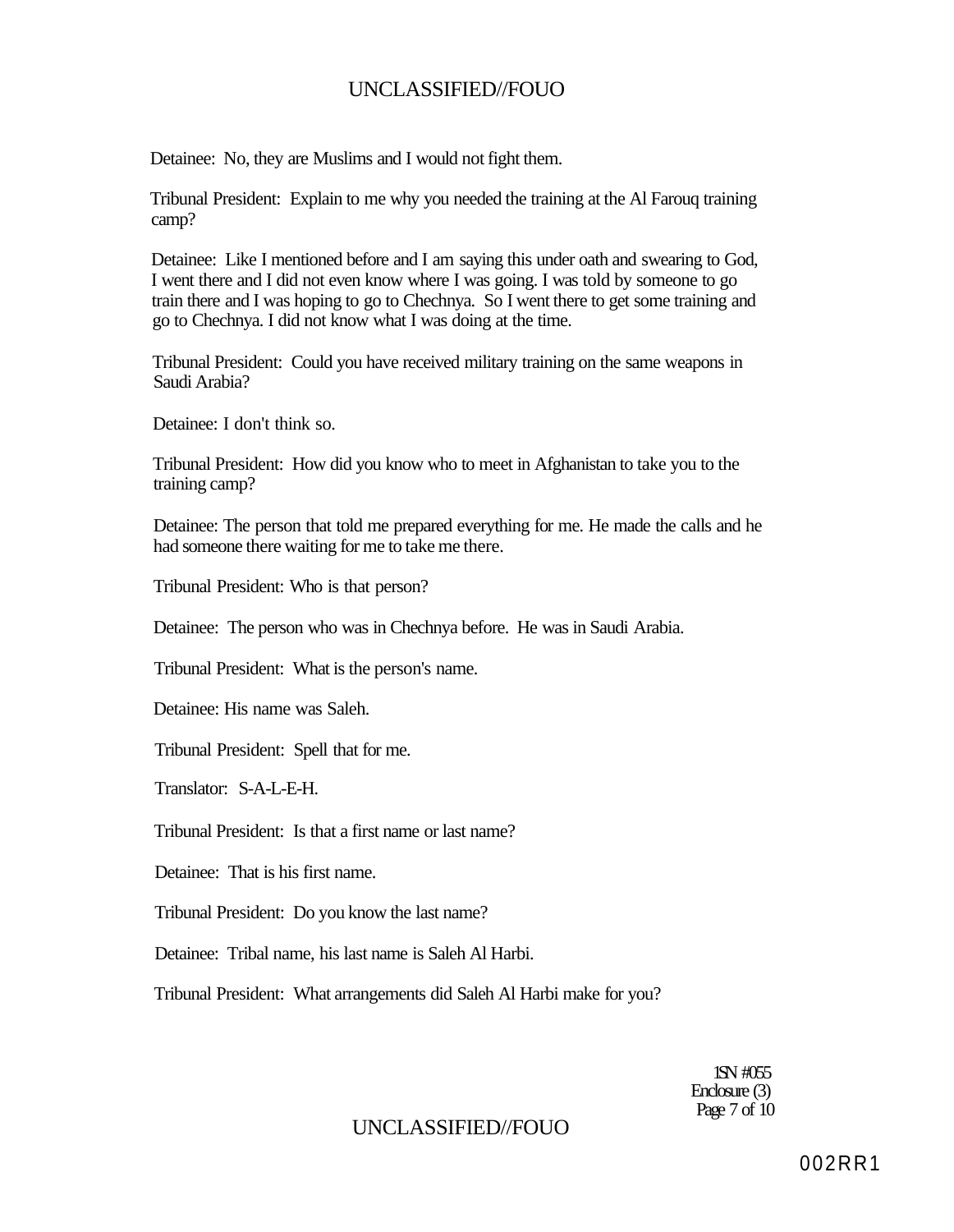Detainee: No, they are Muslims and I would not fight them.

Tribunal President: Explain to me why you needed the training at the Al Farouq training camp?

Detainee: Like I mentioned before and I am saying this under oath and swearing to God, I went there and I did not even know where I was going. I was told by someone to go train there and I was hoping to go to Chechnya. So I went there to get some training and go to Chechnya. I did not know what I was doing at the time.

Tribunal President: Could you have received military training on the same weapons in Saudi Arabia?

Detainee: I don't think so.

Tribunal President: How did you know who to meet in Afghanistan to take you to the training camp?

Detainee: The person that told me prepared everything for me. He made the calls and he had someone there waiting for me to take me there.

Tribunal President: Who is that person?

Detainee: The person who was in Chechnya before. He was in Saudi Arabia.

Tribunal President: What is the person's name.

Detainee: His name was Saleh.

Tribunal President: Spell that for me.

Translator: S-A-L-E-H.

Tribunal President: Is that a first name or last name?

Detainee: That is his first name.

Tribunal President: Do you know the last name?

Detainee: Tribal name, his last name is Saleh Al Harbi.

Tribunal President: What arrangements did Saleh Al Harbi make for you?

ISN #055
Enclosure (3)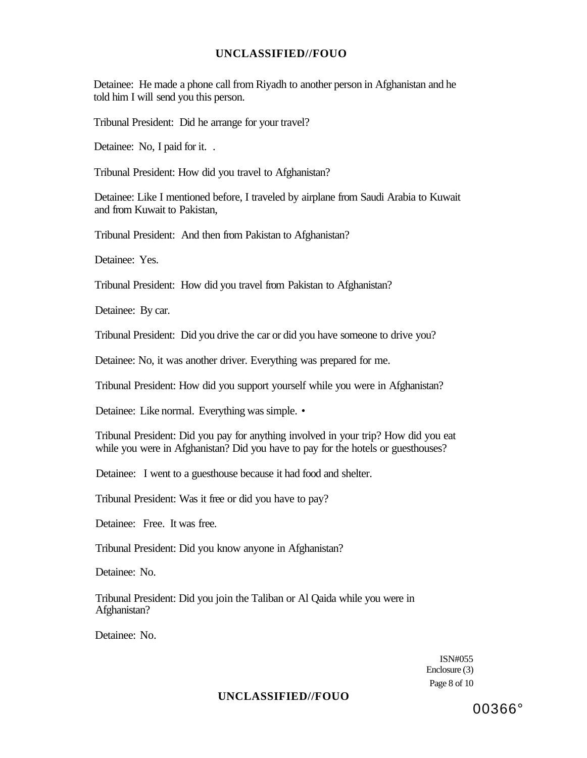Detainee: He made a phone call from Riyadh to another person in Afghanistan and he told him I will send you this person.

Tribunal President: Did he arrange for your travel?

Detainee: No, I paid for it. .

Tribunal President: How did you travel to Afghanistan?

Detainee: Like I mentioned before, I traveled by airplane from Saudi Arabia to Kuwait and from Kuwait to Pakistan,

Tribunal President: And then from Pakistan to Afghanistan?

Detainee: Yes.

Tribunal President: How did you travel from Pakistan to Afghanistan?

Detainee: By car.

Tribunal President: Did you drive the car or did you have someone to drive you?

Detainee: No, it was another driver. Everything was prepared for me.

Tribunal President: How did you support yourself while you were in Afghanistan?

Detainee: Like normal. Everything was simple. •

Tribunal President: Did you pay for anything involved in your trip? How did you eat while you were in Afghanistan? Did you have to pay for the hotels or guesthouses?

Detainee: I went to a guesthouse because it had food and shelter.

Tribunal President: Was it free or did you have to pay?

Detainee: Free. It was free.

Tribunal President: Did you know anyone in Afghanistan?

Detainee: No.

Tribunal President: Did you join the Taliban or Al Qaida while you were in Afghanistan?

Detainee: No.

ISN#055
Enclosure (3)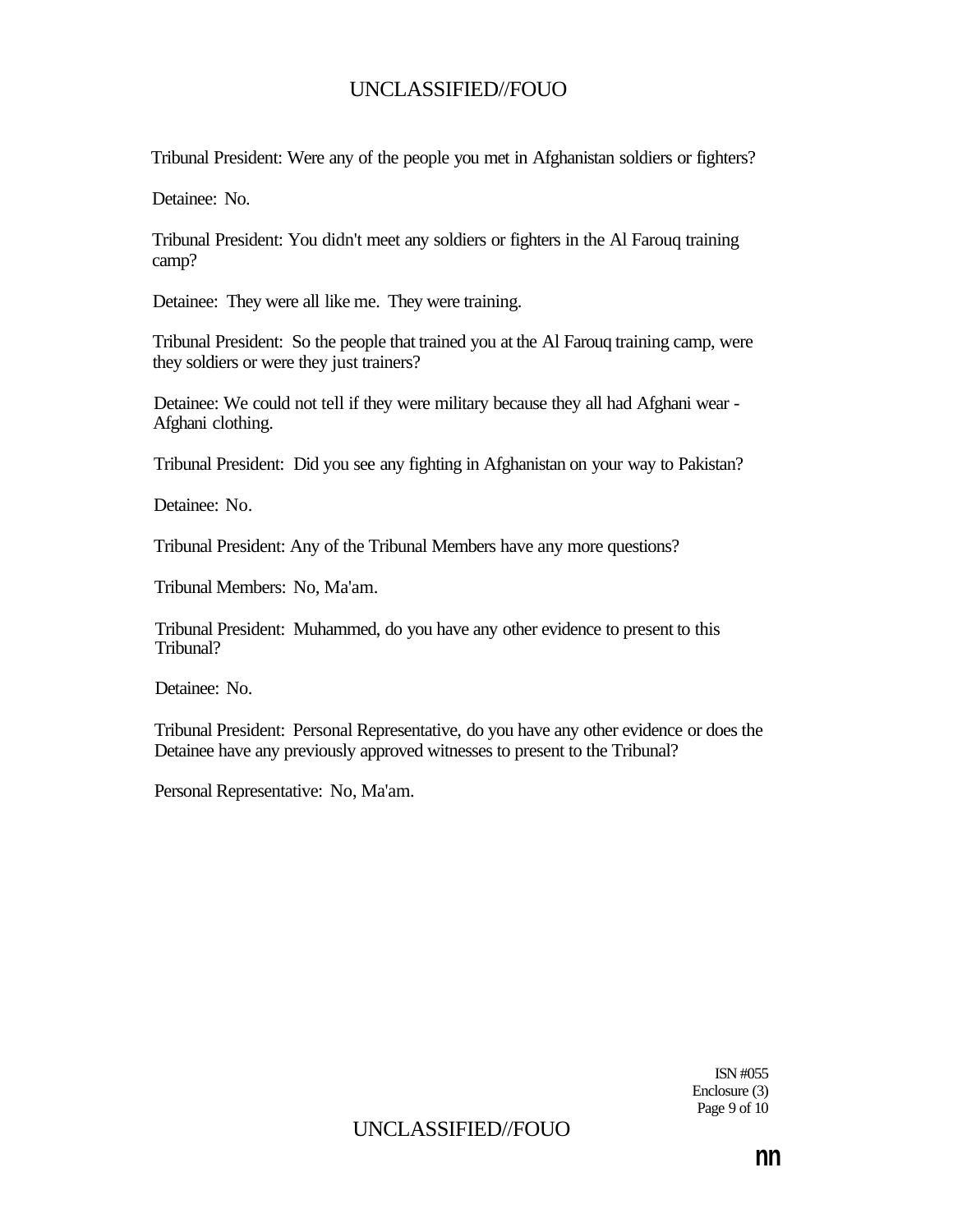Tribunal President: Were any of the people you met in Afghanistan soldiers or fighters?

Detainee: No.

Tribunal President: You didn't meet any soldiers or fighters in the Al Farouq training camp?

Detainee: They were all like me. They were training.

Tribunal President: So the people that trained you at the Al Farouq training camp, were they soldiers or were they just trainers?

Detainee: We could not tell if they were military because they all had Afghani wear - Afghani clothing.

Tribunal President: Did you see any fighting in Afghanistan on your way to Pakistan?

Detainee: No.

Tribunal President: Any of the Tribunal Members have any more questions?

Tribunal Members: No, Ma'am.

Tribunal President: Muhammed, do you have any other evidence to present to this Tribunal?

Detainee: No.

Tribunal President: Personal Representative, do you have any other evidence or does the Detainee have any previously approved witnesses to present to the Tribunal?

Personal Representative: No, Ma'am.

ISN #055
Enclosure (3)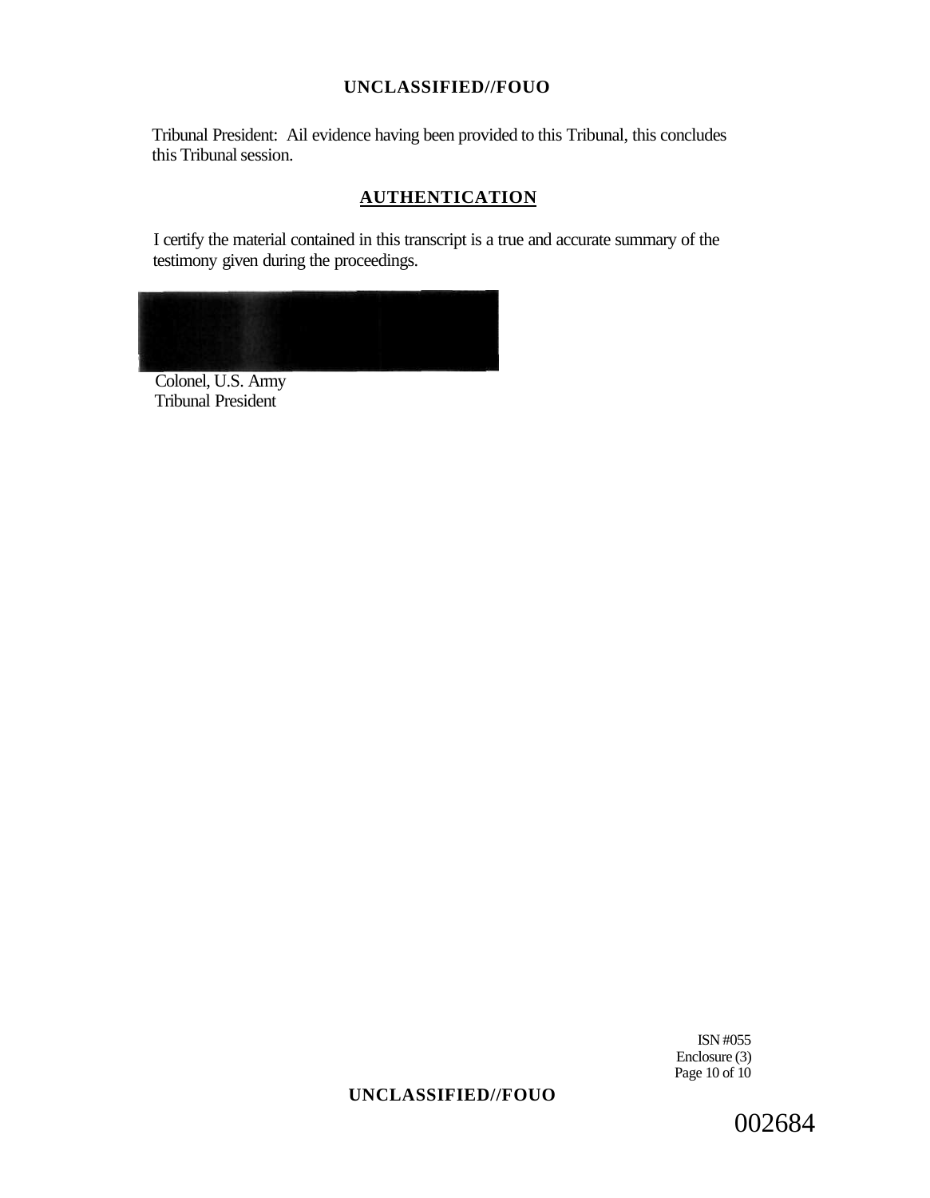Tribunal President: Ail evidence having been provided to this Tribunal, this concludes this Tribunal session.

## AUTHENTICATION

I certify the material contained in this transcript is a true and accurate summary of the testimony given during the proceedings.

Colonel, U.S. Army
Tribunal President

ISN #055
Enclosure (3)